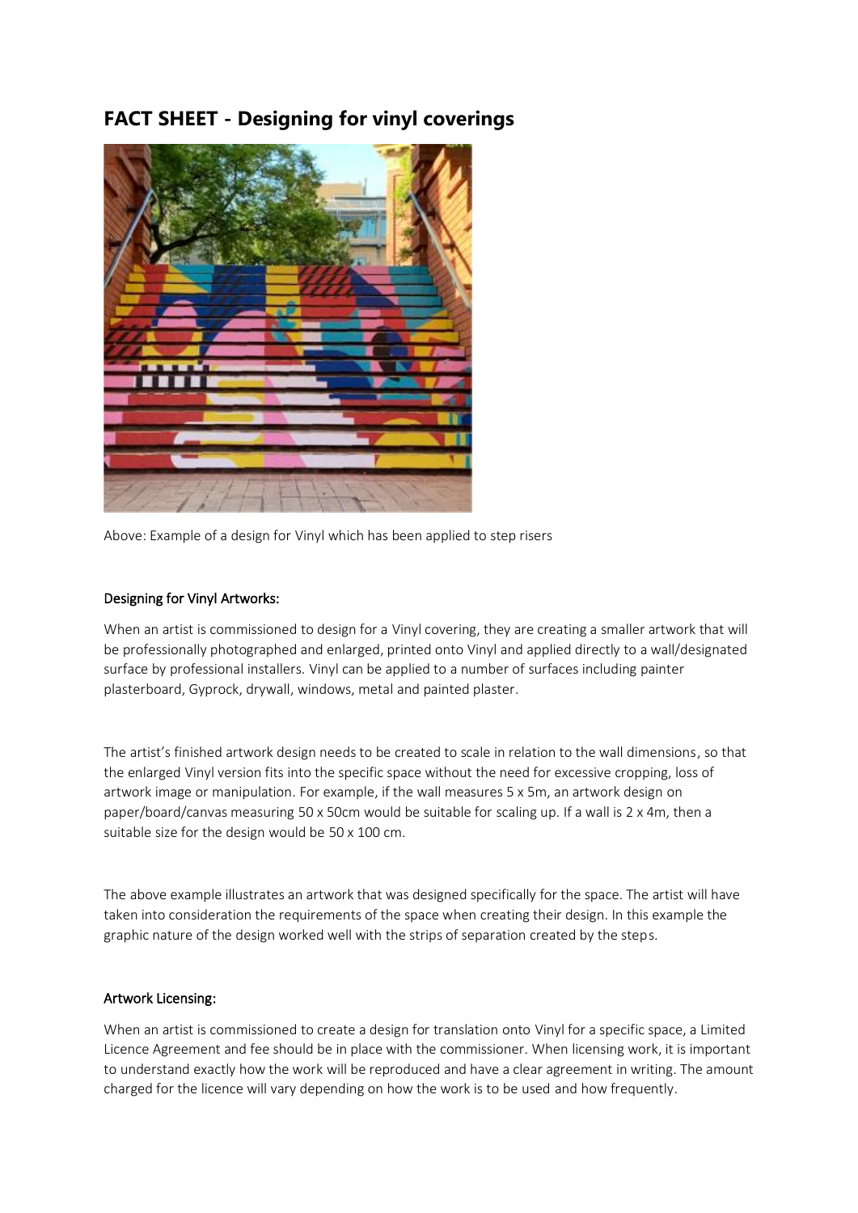# FACT SHEET - Designing for vinyl coverings

Above: Example of a design for Vinyl which has been applied to step risers

### Designing for Vinyl Artworks:

When an artist is commissioned to design for a Vinyl covering, they are creating a smaller artwork that will be professionally photographed and enlarged, printed onto Vinyl and applied directly to a wall/designated surface by professional installers. Vinyl can be applied to a number of surfaces including painter plasterboard, Gyprock, drywall, windows, metal and painted plaster.

The artist's finished artwork design needs to be created to scale in relation to the wall dimensions, so that the enlarged Vinyl version fits into the specific space without the need for excessive cropping, loss of artwork image or manipulation. For example, if the wall measures 5 x 5m, an artwork design on paper/board/canvas measuring 50 x 50cm would be suitable for scaling up. If a wall is 2 x 4m, then a suitable size for the design would be 50 x 100 cm.

The above example illustrates an artwork that was designed specifically for the space. The artist will have taken into consideration the requirements of the space when creating their design. In this example the graphic nature of the design worked well with the strips of separation created by the steps.

### Artwork Licensing:

When an artist is commissioned to create a design for translation onto Vinyl for a specific space, a Limited Licence Agreement and fee should be in place with the commissioner. When licensing work, it is important to understand exactly how the work will be reproduced and have a clear agreement in writing. The amount charged for the licence will vary depending on how the work is to be used and how frequently.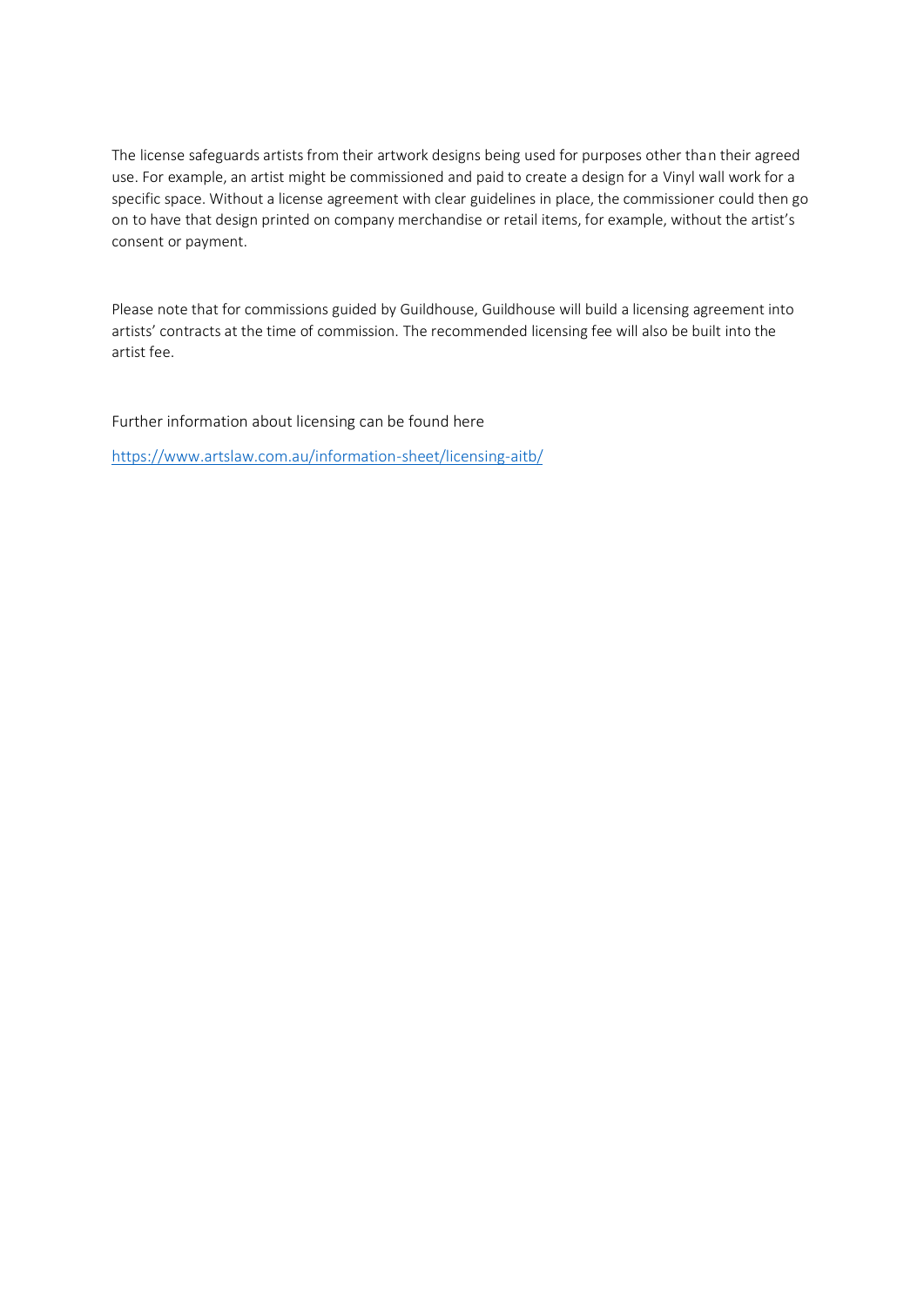The license safeguards artists from their artwork designs being used for purposes other than their agreed use. For example, an artist might be commissioned and paid to create a design for a Vinyl wall work for a specific space. Without a license agreement with clear guidelines in place, the commissioner could then go on to have that design printed on company merchandise or retail items, for example, without the artist's consent or payment.

Please note that for commissions guided by Guildhouse, Guildhouse will build a licensing agreement into artists' contracts at the time of commission. The recommended licensing fee will also be built into the artist fee.

Further information about licensing can be found here

https://www.artslaw.com.au/information-sheet/licensing-aitb/